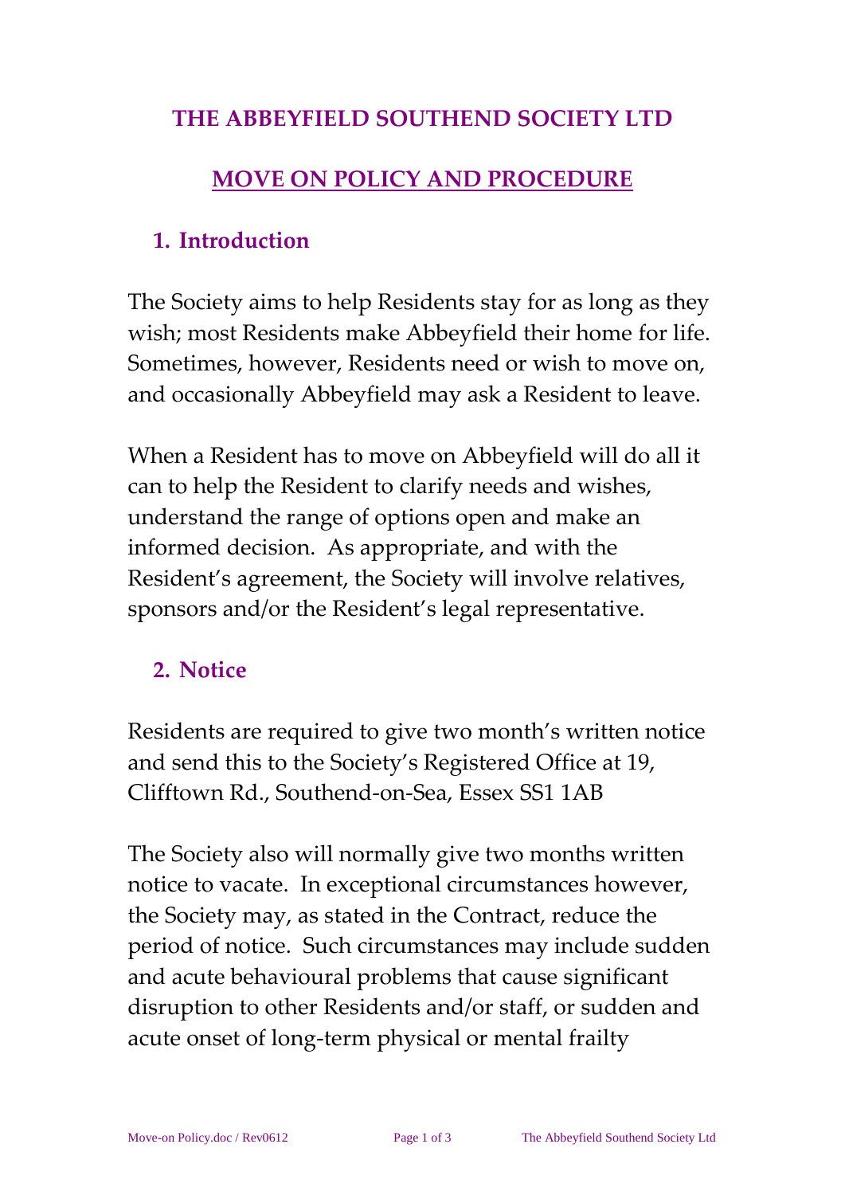# THE ABBEYFIELD SOUTHEND SOCIETY LTD

## MOVE ON POLICY AND PROCEDURE

### 1. Introduction

The Society aims to help Residents stay for as long as they wish; most Residents make Abbeyfield their home for life. Sometimes, however, Residents need or wish to move on, and occasionally Abbeyfield may ask a Resident to leave.

When a Resident has to move on Abbeyfield will do all it can to help the Resident to clarify needs and wishes, understand the range of options open and make an informed decision. As appropriate, and with the Resident's agreement, the Society will involve relatives, sponsors and/or the Resident's legal representative.

### 2. Notice

Residents are required to give two month's written notice and send this to the Society's Registered Office at 19, Clifftown Rd., Southend-on-Sea, Essex SS1 1AB

The Society also will normally give two months written notice to vacate. In exceptional circumstances however, the Society may, as stated in the Contract, reduce the period of notice. Such circumstances may include sudden and acute behavioural problems that cause significant disruption to other Residents and/or staff, or sudden and acute onset of long-term physical or mental frailty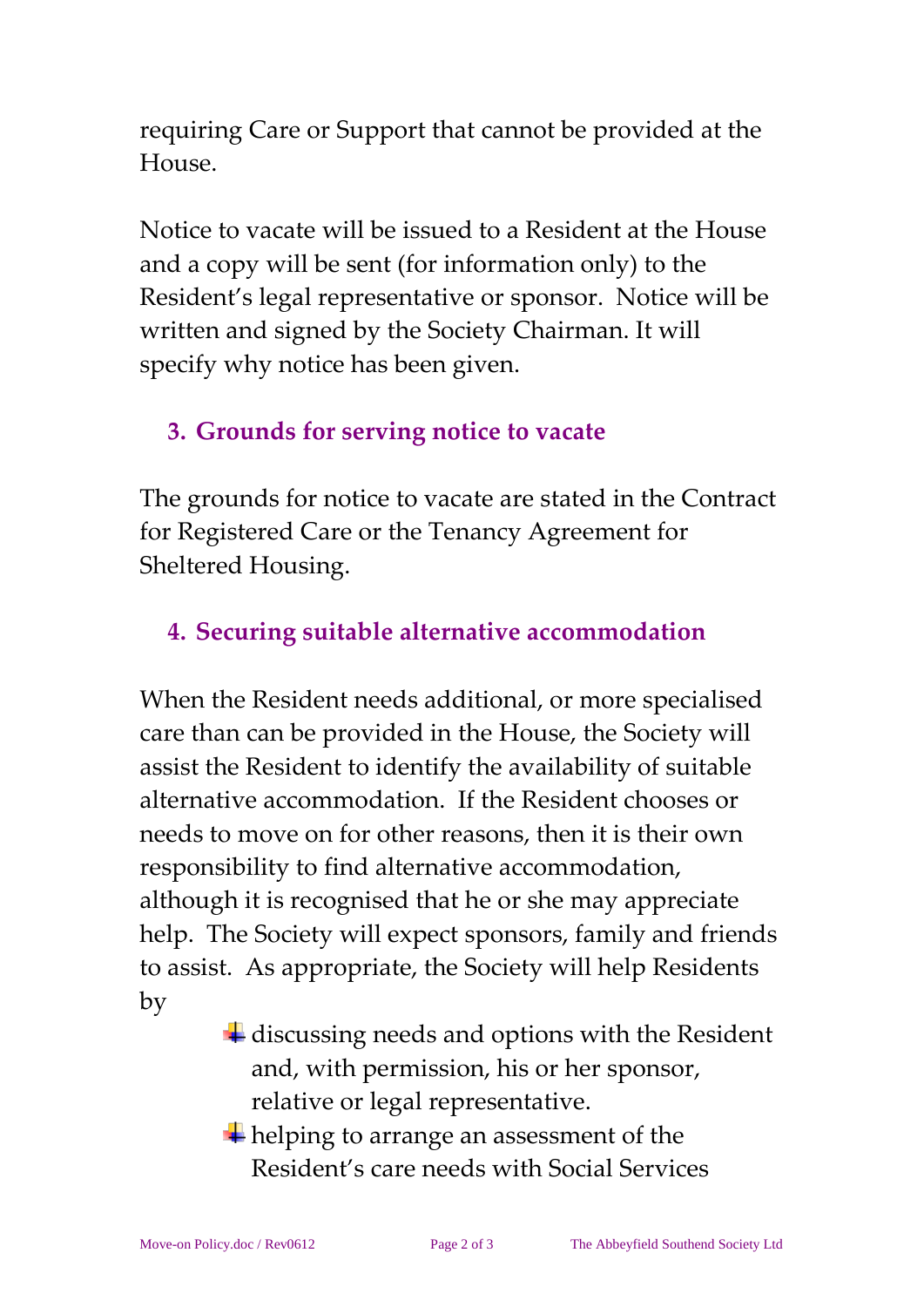requiring Care or Support that cannot be provided at the House.

Notice to vacate will be issued to a Resident at the House and a copy will be sent (for information only) to the Resident's legal representative or sponsor. Notice will be written and signed by the Society Chairman. It will specify why notice has been given.

## 3. Grounds for serving notice to vacate

The grounds for notice to vacate are stated in the Contract for Registered Care or the Tenancy Agreement for Sheltered Housing.

## 4. Securing suitable alternative accommodation

When the Resident needs additional, or more specialised care than can be provided in the House, the Society will assist the Resident to identify the availability of suitable alternative accommodation. If the Resident chooses or needs to move on for other reasons, then it is their own responsibility to find alternative accommodation, although it is recognised that he or she may appreciate help. The Society will expect sponsors, family and friends to assist. As appropriate, the Society will help Residents by

- discussing needs and options with the Resident and, with permission, his or her sponsor, relative or legal representative.
- helping to arrange an assessment of the Resident's care needs with Social Services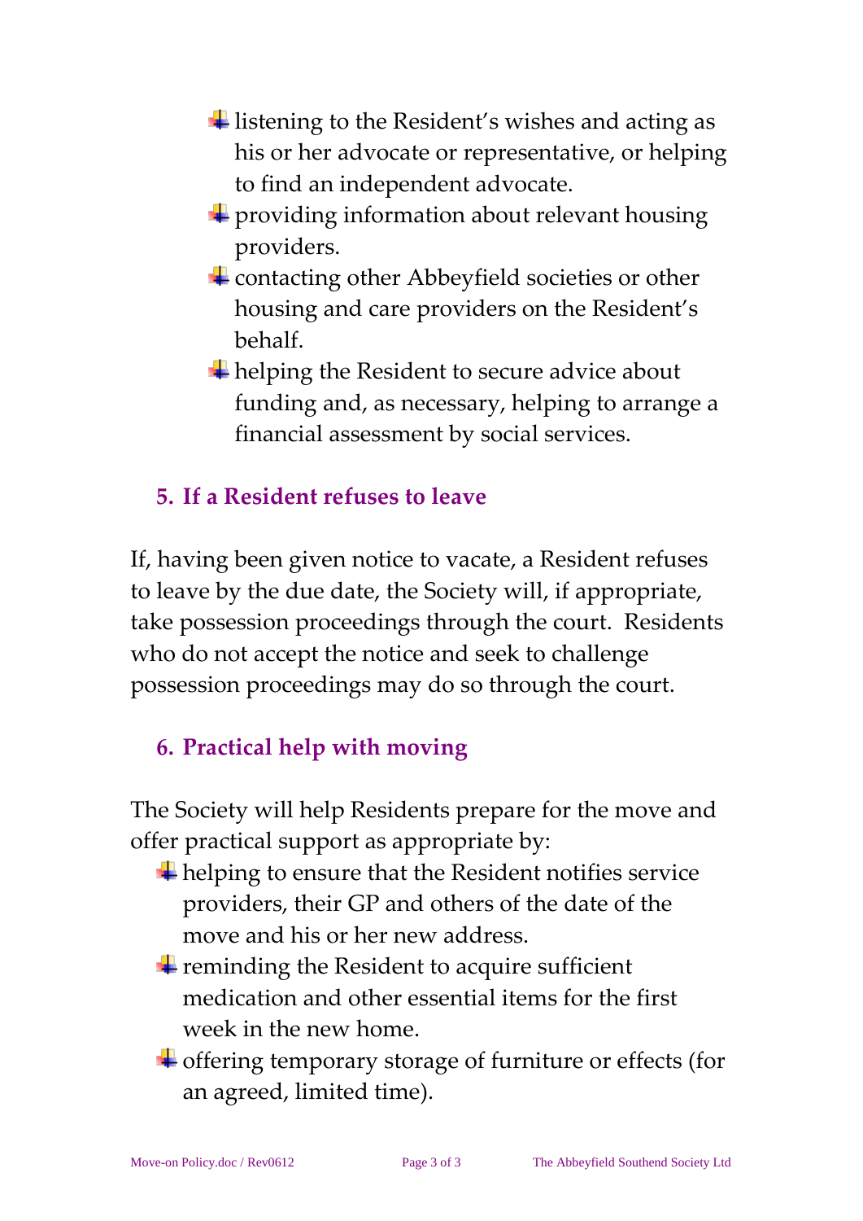- listening to the Resident's wishes and acting as his or her advocate or representative, or helping to find an independent advocate.
- providing information about relevant housing providers.
- contacting other Abbeyfield societies or other housing and care providers on the Resident's behalf.
- helping the Resident to secure advice about funding and, as necessary, helping to arrange a financial assessment by social services.

## 5. If a Resident refuses to leave

If, having been given notice to vacate, a Resident refuses to leave by the due date, the Society will, if appropriate, take possession proceedings through the court. Residents who do not accept the notice and seek to challenge possession proceedings may do so through the court.

## 6. Practical help with moving

The Society will help Residents prepare for the move and offer practical support as appropriate by:

- helping to ensure that the Resident notifies service providers, their GP and others of the date of the move and his or her new address.
- reminding the Resident to acquire sufficient medication and other essential items for the first week in the new home.
- offering temporary storage of furniture or effects (for an agreed, limited time).